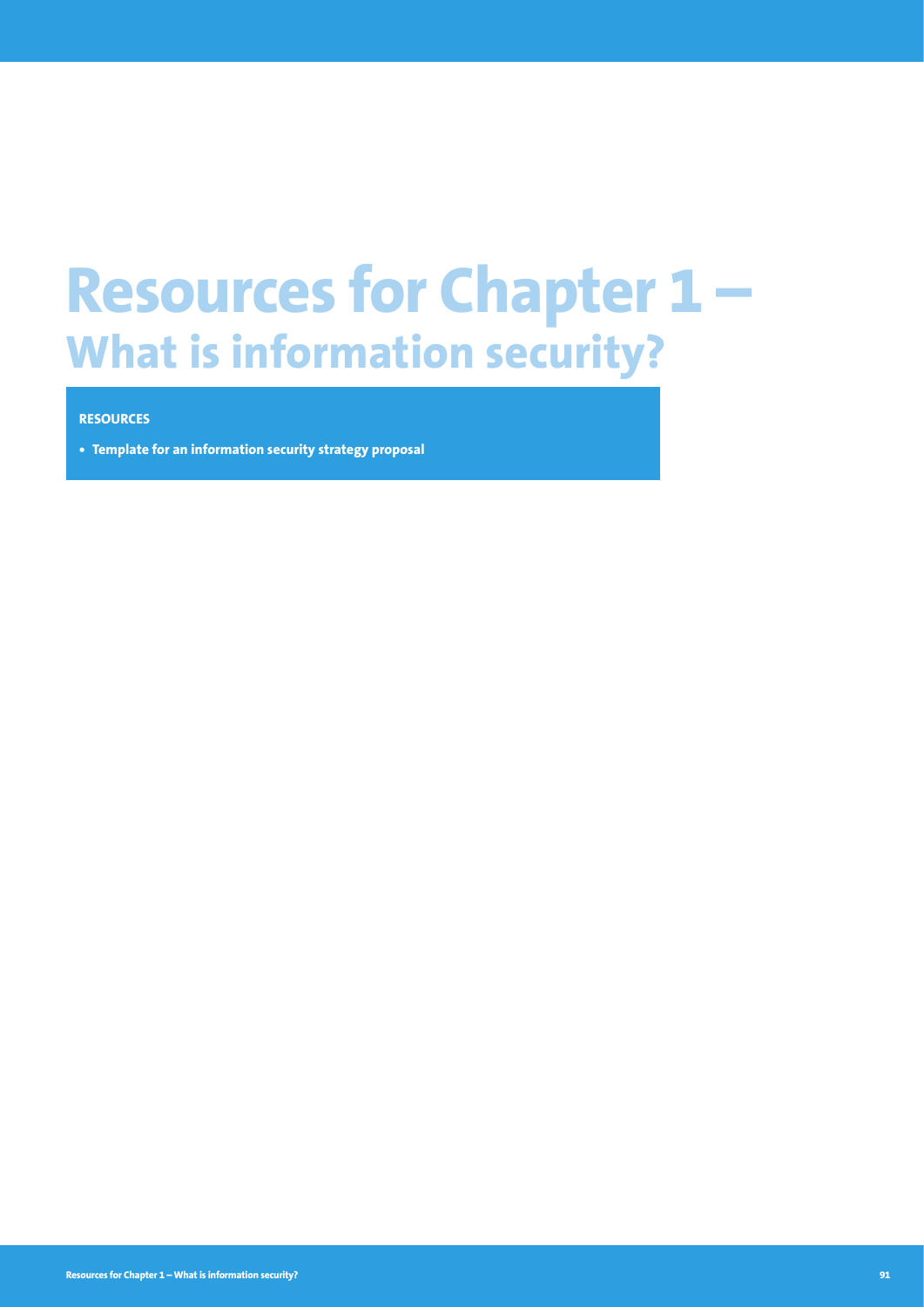# Resources for Chapter 1 – What is information security?

**RESOURCES**

- **Template for an information security strategy proposal**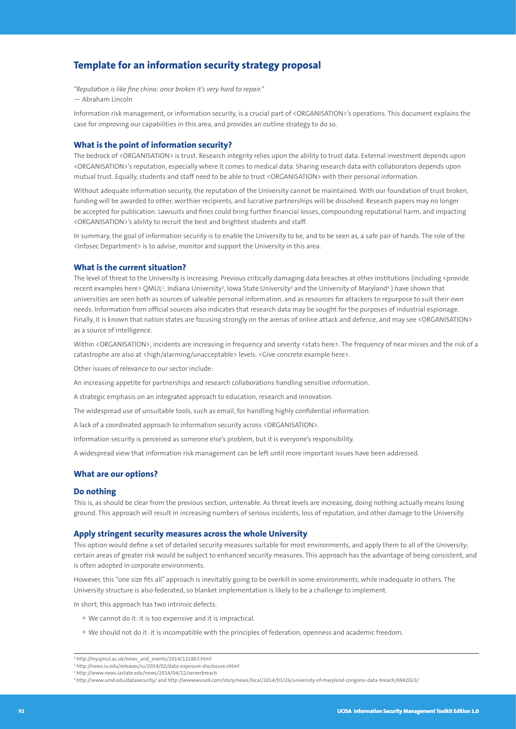## Template for an information security strategy proposal

*"Reputation is like fine china: once broken it's very hard to repair."*
— Abraham Lincoln

Information risk management, or information security, is a crucial part of <ORGANISATION>'s operations. This document explains the case for improving our capabilities in this area, and provides an outline strategy to do so.

### What is the point of information security?

The bedrock of <ORGANISATION> is trust. Research integrity relies upon the ability to trust data. External investment depends upon <ORGANISATION>'s reputation, especially where it comes to medical data. Sharing research data with collaborators depends upon mutual trust. Equally, students and staff need to be able to trust <ORGANISATION> with their personal information.

Without adequate information security, the reputation of the University cannot be maintained. With our foundation of trust broken, funding will be awarded to other, worthier recipients, and lucrative partnerships will be dissolved. Research papers may no longer be accepted for publication. Lawsuits and fines could bring further financial losses, compounding reputational harm, and impacting <ORGANISATION>'s ability to recruit the best and brightest students and staff.

In summary, the goal of information security is to enable the University to be, and to be seen as, a safe pair of hands. The role of the <Infosec Department> is to advise, monitor and support the University in this area.

### What is the current situation?

The level of threat to the University is increasing. Previous critically damaging data breaches at other institutions (including <provide recent examples here> QMUL[1], Indiana University[2], Iowa State University[3] and the University of Maryland[4] ) have shown that universities are seen both as sources of saleable personal information, and as resources for attackers to repurpose to suit their own needs. Information from official sources also indicates that research data may be sought for the purposes of industrial espionage. Finally, it is known that nation states are focusing strongly on the arenas of online attack and defence, and may see <ORGANISATION> as a source of intelligence.

Within <ORGANISATION>, incidents are increasing in frequency and severity <stats here>. The frequency of near misses and the risk of a catastrophe are also at <high/alarming/unacceptable> levels. <Give concrete example here>.

Other issues of relevance to our sector include:

An increasing appetite for partnerships and research collaborations handling sensitive information.

A strategic emphasis on an integrated approach to education, research and innovation.

The widespread use of unsuitable tools, such as email, for handling highly confidential information.

A lack of a coordinated approach to information security across <ORGANISATION>.

Information security is perceived as someone else's problem, but it is everyone's responsibility.

A widespread view that information risk management can be left until more important issues have been addressed.

### What are our options?

### Do nothing

This is, as should be clear from the previous section, untenable. As threat levels are increasing, doing nothing actually means losing ground. This approach will result in increasing numbers of serious incidents, loss of reputation, and other damage to the University.

### Apply stringent security measures across the whole University

This option would define a set of detailed security measures suitable for most environments, and apply them to all of the University; certain areas of greater risk would be subject to enhanced security measures. This approach has the advantage of being consistent, and is often adopted in corporate environments.

However, this "one size fits all" approach is inevitably going to be overkill in some environments, while inadequate in others. The University structure is also federated, so blanket implementation is likely to be a challenge to implement.

In short, this approach has two intrinsic defects.

- We cannot do it: it is too expensive and it is impractical.
- We should not do it: it is incompatible with the principles of federation, openness and academic freedom.

[1] http://my.qmul.ac.uk/news_and_events/2014/121863.html
[2] http://news.iu.edu/releases/iu/2014/02/data-exposure-disclosure.shtml
[3] http://www.news.iastate.edu/news/2014/04/22/serverbreach
[4] http://www.umd.edu/datasecurity/ and http://www.wusa9.com/story/news/local/2014/03/26/university-of-maryland-congress-data-breach/6942023/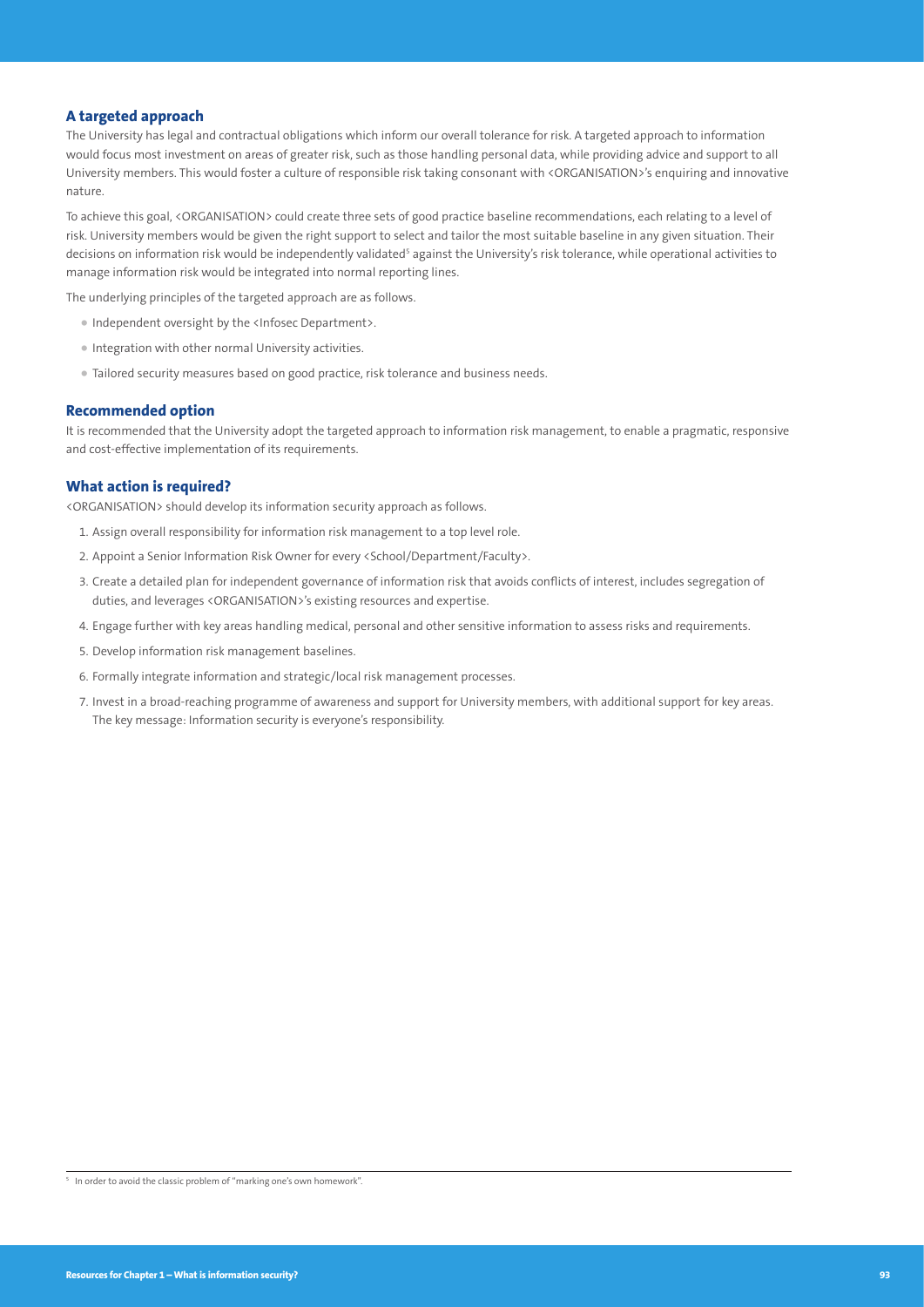## A targeted approach

The University has legal and contractual obligations which inform our overall tolerance for risk. A targeted approach to information would focus most investment on areas of greater risk, such as those handling personal data, while providing advice and support to all University members. This would foster a culture of responsible risk taking consonant with <ORGANISATION>'s enquiring and innovative nature.

To achieve this goal, <ORGANISATION> could create three sets of good practice baseline recommendations, each relating to a level of risk. University members would be given the right support to select and tailor the most suitable baseline in any given situation. Their decisions on information risk would be independently validated[5] against the University's risk tolerance, while operational activities to manage information risk would be integrated into normal reporting lines.

The underlying principles of the targeted approach are as follows.

- Independent oversight by the <Infosec Department>.
- Integration with other normal University activities.
- Tailored security measures based on good practice, risk tolerance and business needs.

## Recommended option

It is recommended that the University adopt the targeted approach to information risk management, to enable a pragmatic, responsive and cost-effective implementation of its requirements.

## What action is required?

<ORGANISATION> should develop its information security approach as follows.

1. Assign overall responsibility for information risk management to a top level role.
2. Appoint a Senior Information Risk Owner for every <School/Department/Faculty>.
3. Create a detailed plan for independent governance of information risk that avoids conflicts of interest, includes segregation of duties, and leverages <ORGANISATION>'s existing resources and expertise.
4. Engage further with key areas handling medical, personal and other sensitive information to assess risks and requirements.
5. Develop information risk management baselines.
6. Formally integrate information and strategic/local risk management processes.
7. Invest in a broad-reaching programme of awareness and support for University members, with additional support for key areas. The key message: Information security is everyone's responsibility.

[5] In order to avoid the classic problem of "marking one's own homework".